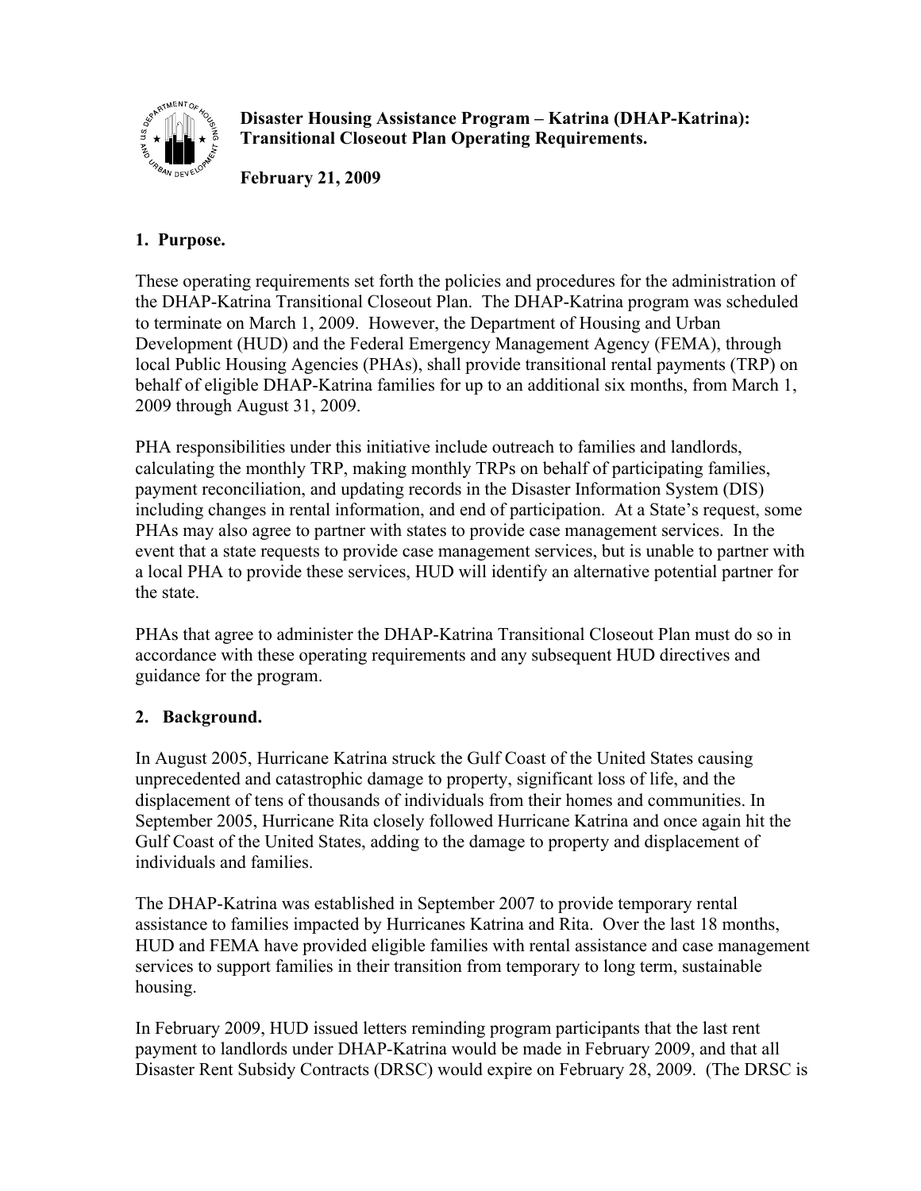**Disaster Housing Assistance Program – Katrina (DHAP-Katrina): Transitional Closeout Plan Operating Requirements.**

**February 21, 2009**

## 1. Purpose.

These operating requirements set forth the policies and procedures for the administration of the DHAP-Katrina Transitional Closeout Plan. The DHAP-Katrina program was scheduled to terminate on March 1, 2009. However, the Department of Housing and Urban Development (HUD) and the Federal Emergency Management Agency (FEMA), through local Public Housing Agencies (PHAs), shall provide transitional rental payments (TRP) on behalf of eligible DHAP-Katrina families for up to an additional six months, from March 1, 2009 through August 31, 2009.

PHA responsibilities under this initiative include outreach to families and landlords, calculating the monthly TRP, making monthly TRPs on behalf of participating families, payment reconciliation, and updating records in the Disaster Information System (DIS) including changes in rental information, and end of participation. At a State's request, some PHAs may also agree to partner with states to provide case management services. In the event that a state requests to provide case management services, but is unable to partner with a local PHA to provide these services, HUD will identify an alternative potential partner for the state.

PHAs that agree to administer the DHAP-Katrina Transitional Closeout Plan must do so in accordance with these operating requirements and any subsequent HUD directives and guidance for the program.

## 2. Background.

In August 2005, Hurricane Katrina struck the Gulf Coast of the United States causing unprecedented and catastrophic damage to property, significant loss of life, and the displacement of tens of thousands of individuals from their homes and communities. In September 2005, Hurricane Rita closely followed Hurricane Katrina and once again hit the Gulf Coast of the United States, adding to the damage to property and displacement of individuals and families.

The DHAP-Katrina was established in September 2007 to provide temporary rental assistance to families impacted by Hurricanes Katrina and Rita. Over the last 18 months, HUD and FEMA have provided eligible families with rental assistance and case management services to support families in their transition from temporary to long term, sustainable housing.

In February 2009, HUD issued letters reminding program participants that the last rent payment to landlords under DHAP-Katrina would be made in February 2009, and that all Disaster Rent Subsidy Contracts (DRSC) would expire on February 28, 2009. (The DRSC is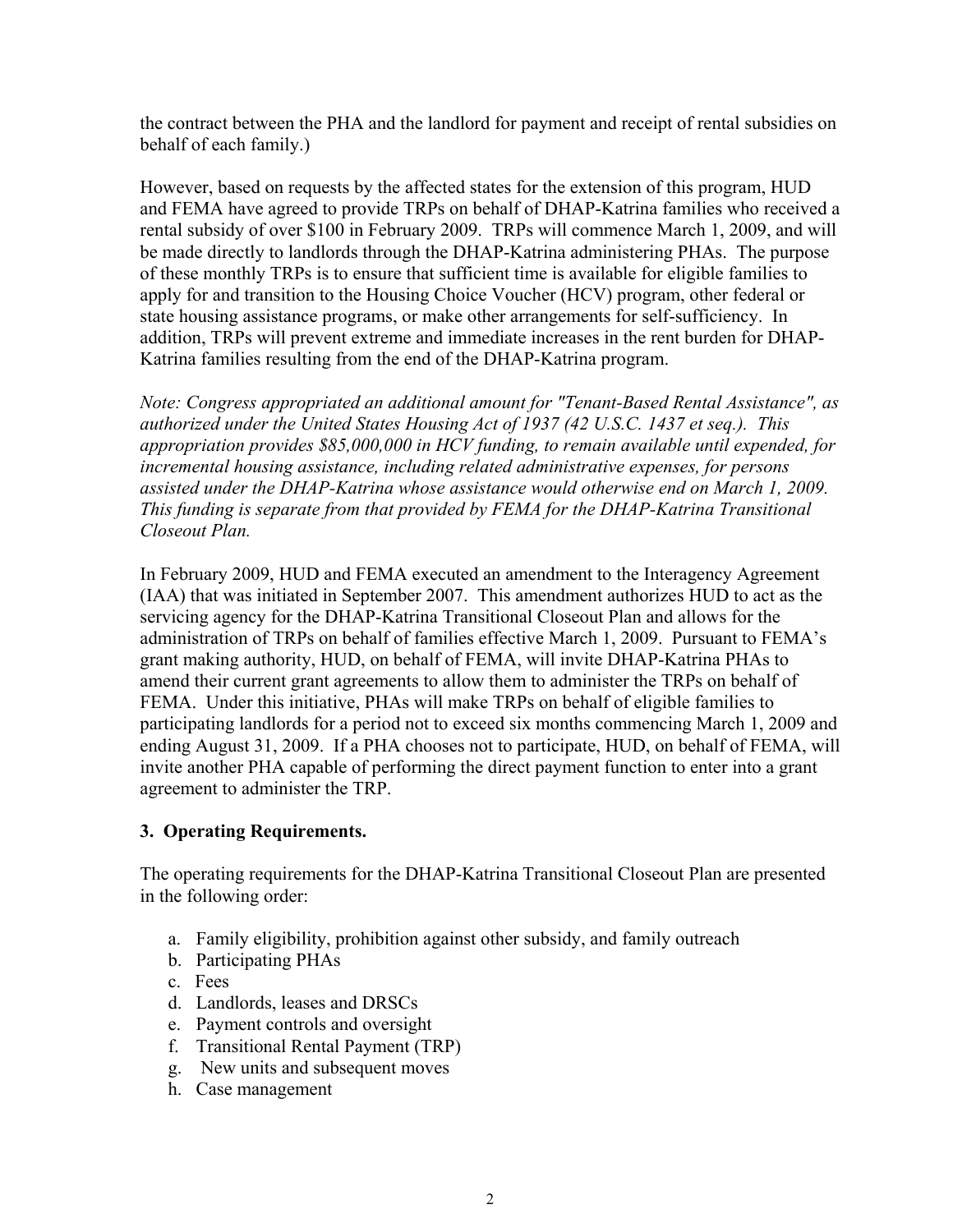the contract between the PHA and the landlord for payment and receipt of rental subsidies on behalf of each family.)

However, based on requests by the affected states for the extension of this program, HUD and FEMA have agreed to provide TRPs on behalf of DHAP-Katrina families who received a rental subsidy of over $100 in February 2009. TRPs will commence March 1, 2009, and will be made directly to landlords through the DHAP-Katrina administering PHAs. The purpose of these monthly TRPs is to ensure that sufficient time is available for eligible families to apply for and transition to the Housing Choice Voucher (HCV) program, other federal or state housing assistance programs, or make other arrangements for self-sufficiency. In addition, TRPs will prevent extreme and immediate increases in the rent burden for DHAP-Katrina families resulting from the end of the DHAP-Katrina program.

*Note: Congress appropriated an additional amount for "Tenant-Based Rental Assistance", as authorized under the United States Housing Act of 1937 (42 U.S.C. 1437 et seq.). This appropriation provides $85,000,000 in HCV funding, to remain available until expended, for incremental housing assistance, including related administrative expenses, for persons assisted under the DHAP-Katrina whose assistance would otherwise end on March 1, 2009. This funding is separate from that provided by FEMA for the DHAP-Katrina Transitional Closeout Plan.*

In February 2009, HUD and FEMA executed an amendment to the Interagency Agreement (IAA) that was initiated in September 2007. This amendment authorizes HUD to act as the servicing agency for the DHAP-Katrina Transitional Closeout Plan and allows for the administration of TRPs on behalf of families effective March 1, 2009. Pursuant to FEMA's grant making authority, HUD, on behalf of FEMA, will invite DHAP-Katrina PHAs to amend their current grant agreements to allow them to administer the TRPs on behalf of FEMA. Under this initiative, PHAs will make TRPs on behalf of eligible families to participating landlords for a period not to exceed six months commencing March 1, 2009 and ending August 31, 2009. If a PHA chooses not to participate, HUD, on behalf of FEMA, will invite another PHA capable of performing the direct payment function to enter into a grant agreement to administer the TRP.

## 3. Operating Requirements.

The operating requirements for the DHAP-Katrina Transitional Closeout Plan are presented in the following order:

a. Family eligibility, prohibition against other subsidy, and family outreach
b. Participating PHAs
c. Fees
d. Landlords, leases and DRSCs
e. Payment controls and oversight
f. Transitional Rental Payment (TRP)
g. New units and subsequent moves
h. Case management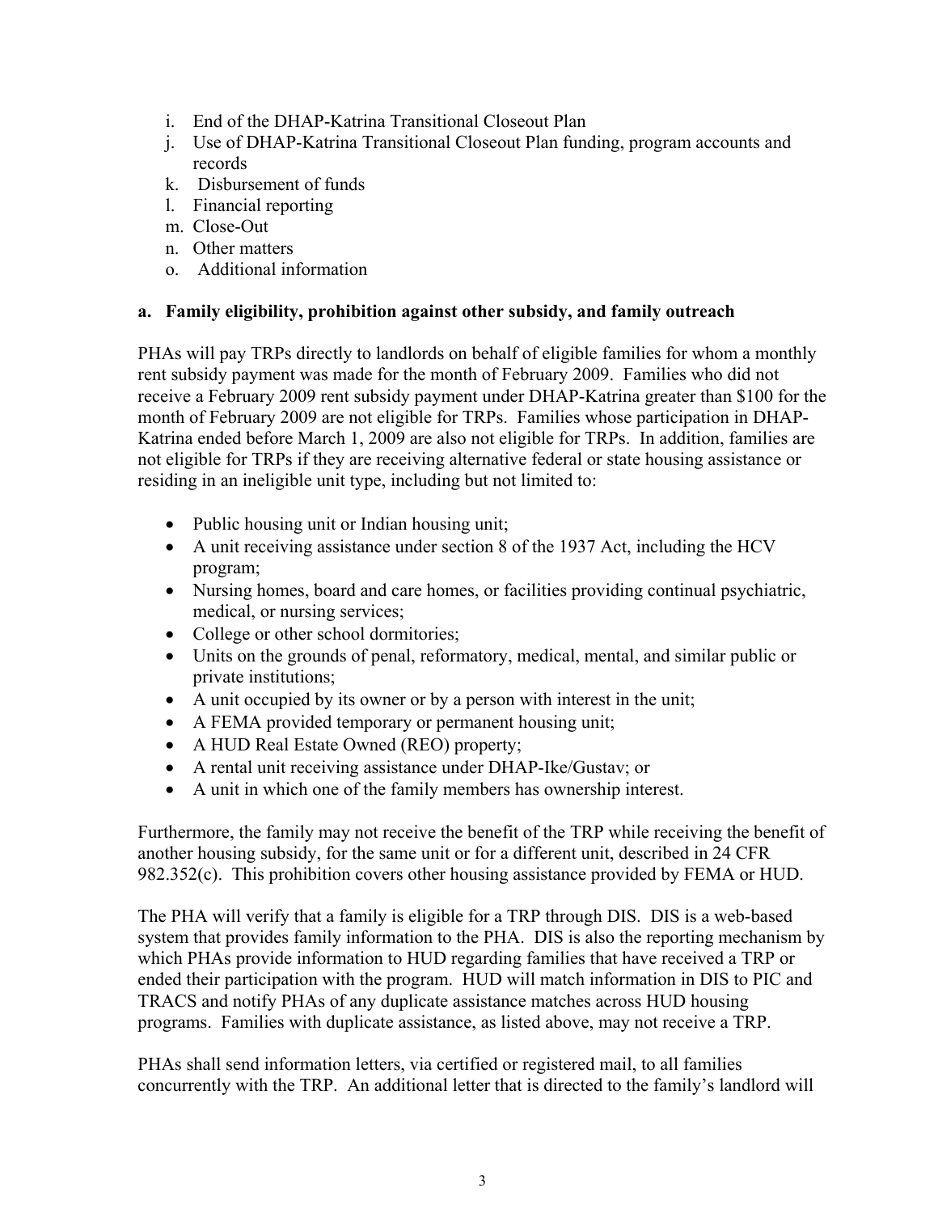- i. End of the DHAP-Katrina Transitional Closeout Plan
- j. Use of DHAP-Katrina Transitional Closeout Plan funding, program accounts and records
- k. Disbursement of funds
- l. Financial reporting
- m. Close-Out
- n. Other matters
- o. Additional information

**a. Family eligibility, prohibition against other subsidy, and family outreach**

PHAs will pay TRPs directly to landlords on behalf of eligible families for whom a monthly rent subsidy payment was made for the month of February 2009. Families who did not receive a February 2009 rent subsidy payment under DHAP-Katrina greater than $100 for the month of February 2009 are not eligible for TRPs. Families whose participation in DHAP-Katrina ended before March 1, 2009 are also not eligible for TRPs. In addition, families are not eligible for TRPs if they are receiving alternative federal or state housing assistance or residing in an ineligible unit type, including but not limited to:

- Public housing unit or Indian housing unit;
- A unit receiving assistance under section 8 of the 1937 Act, including the HCV program;
- Nursing homes, board and care homes, or facilities providing continual psychiatric, medical, or nursing services;
- College or other school dormitories;
- Units on the grounds of penal, reformatory, medical, mental, and similar public or private institutions;
- A unit occupied by its owner or by a person with interest in the unit;
- A FEMA provided temporary or permanent housing unit;
- A HUD Real Estate Owned (REO) property;
- A rental unit receiving assistance under DHAP-Ike/Gustav; or
- A unit in which one of the family members has ownership interest.

Furthermore, the family may not receive the benefit of the TRP while receiving the benefit of another housing subsidy, for the same unit or for a different unit, described in 24 CFR 982.352(c). This prohibition covers other housing assistance provided by FEMA or HUD.

The PHA will verify that a family is eligible for a TRP through DIS. DIS is a web-based system that provides family information to the PHA. DIS is also the reporting mechanism by which PHAs provide information to HUD regarding families that have received a TRP or ended their participation with the program. HUD will match information in DIS to PIC and TRACS and notify PHAs of any duplicate assistance matches across HUD housing programs. Families with duplicate assistance, as listed above, may not receive a TRP.

PHAs shall send information letters, via certified or registered mail, to all families concurrently with the TRP. An additional letter that is directed to the family's landlord will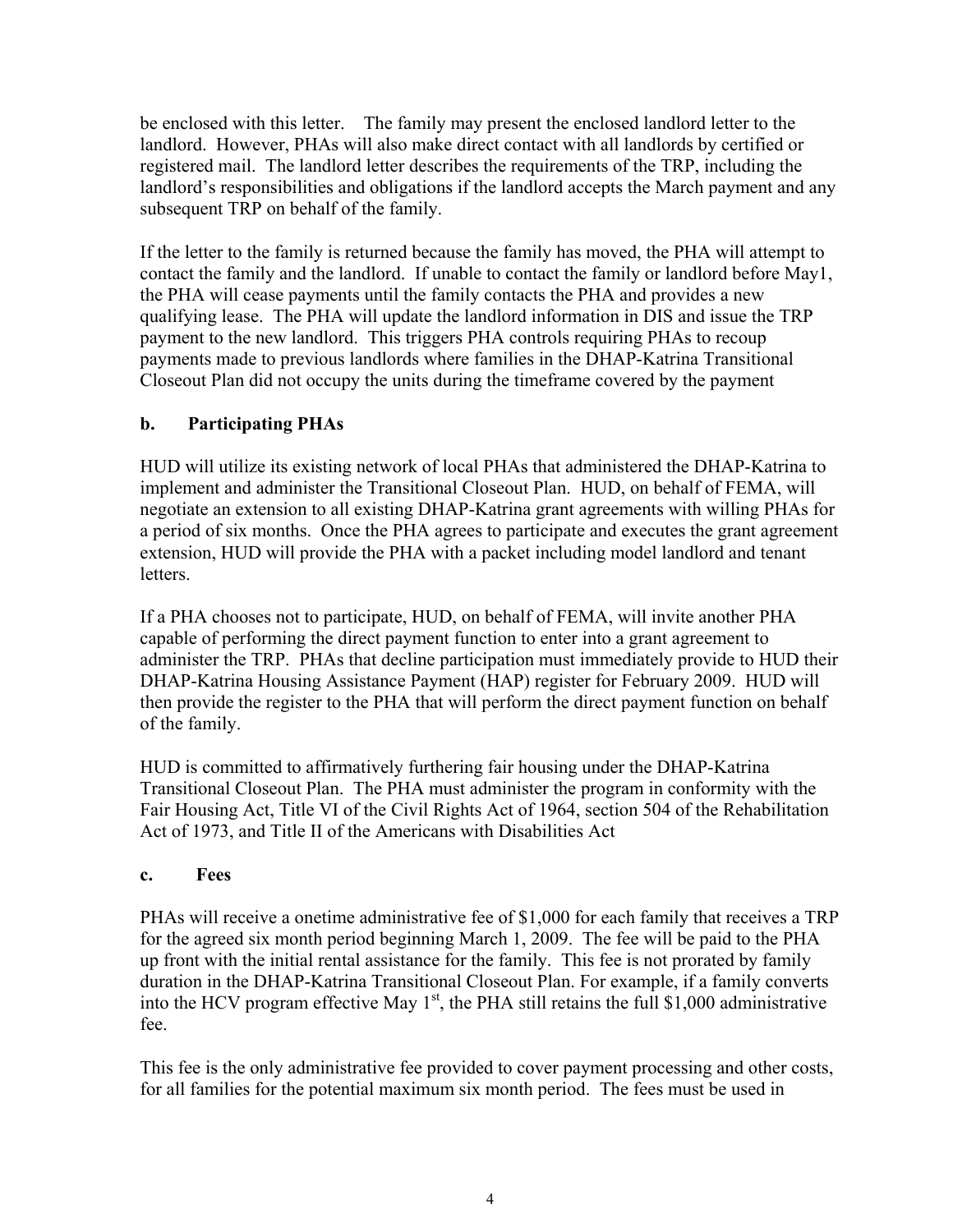be enclosed with this letter. The family may present the enclosed landlord letter to the landlord. However, PHAs will also make direct contact with all landlords by certified or registered mail. The landlord letter describes the requirements of the TRP, including the landlord's responsibilities and obligations if the landlord accepts the March payment and any subsequent TRP on behalf of the family.

If the letter to the family is returned because the family has moved, the PHA will attempt to contact the family and the landlord. If unable to contact the family or landlord before May1, the PHA will cease payments until the family contacts the PHA and provides a new qualifying lease. The PHA will update the landlord information in DIS and issue the TRP payment to the new landlord. This triggers PHA controls requiring PHAs to recoup payments made to previous landlords where families in the DHAP-Katrina Transitional Closeout Plan did not occupy the units during the timeframe covered by the payment

**b. Participating PHAs**

HUD will utilize its existing network of local PHAs that administered the DHAP-Katrina to implement and administer the Transitional Closeout Plan. HUD, on behalf of FEMA, will negotiate an extension to all existing DHAP-Katrina grant agreements with willing PHAs for a period of six months. Once the PHA agrees to participate and executes the grant agreement extension, HUD will provide the PHA with a packet including model landlord and tenant letters.

If a PHA chooses not to participate, HUD, on behalf of FEMA, will invite another PHA capable of performing the direct payment function to enter into a grant agreement to administer the TRP. PHAs that decline participation must immediately provide to HUD their DHAP-Katrina Housing Assistance Payment (HAP) register for February 2009. HUD will then provide the register to the PHA that will perform the direct payment function on behalf of the family.

HUD is committed to affirmatively furthering fair housing under the DHAP-Katrina Transitional Closeout Plan. The PHA must administer the program in conformity with the Fair Housing Act, Title VI of the Civil Rights Act of 1964, section 504 of the Rehabilitation Act of 1973, and Title II of the Americans with Disabilities Act

**c. Fees**

PHAs will receive a onetime administrative fee of $1,000 for each family that receives a TRP for the agreed six month period beginning March 1, 2009. The fee will be paid to the PHA up front with the initial rental assistance for the family. This fee is not prorated by family duration in the DHAP-Katrina Transitional Closeout Plan. For example, if a family converts into the HCV program effective May 1st, the PHA still retains the full $1,000 administrative fee.

This fee is the only administrative fee provided to cover payment processing and other costs, for all families for the potential maximum six month period. The fees must be used in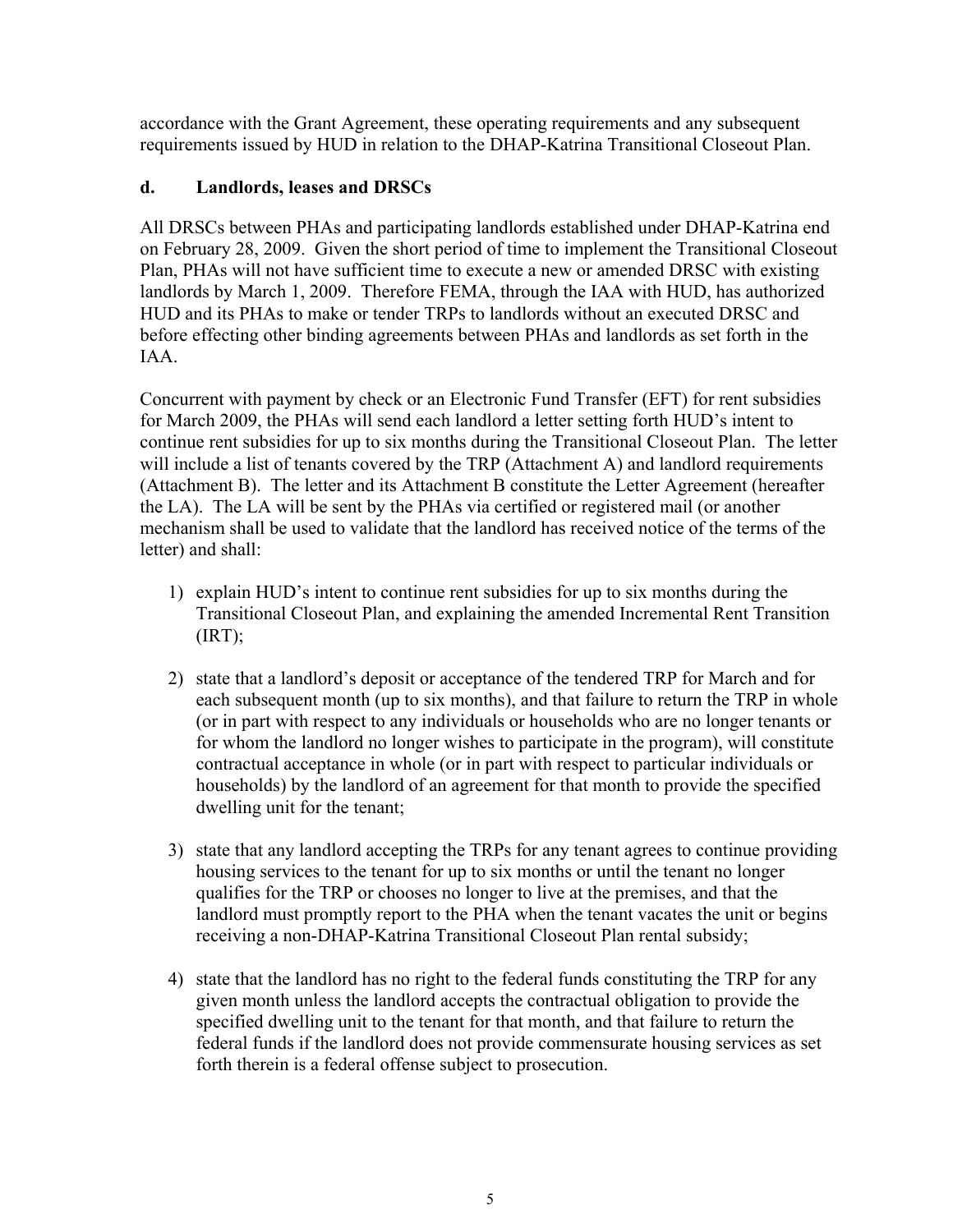accordance with the Grant Agreement, these operating requirements and any subsequent requirements issued by HUD in relation to the DHAP-Katrina Transitional Closeout Plan.

### d. Landlords, leases and DRSCs

All DRSCs between PHAs and participating landlords established under DHAP-Katrina end on February 28, 2009. Given the short period of time to implement the Transitional Closeout Plan, PHAs will not have sufficient time to execute a new or amended DRSC with existing landlords by March 1, 2009. Therefore FEMA, through the IAA with HUD, has authorized HUD and its PHAs to make or tender TRPs to landlords without an executed DRSC and before effecting other binding agreements between PHAs and landlords as set forth in the IAA.

Concurrent with payment by check or an Electronic Fund Transfer (EFT) for rent subsidies for March 2009, the PHAs will send each landlord a letter setting forth HUD's intent to continue rent subsidies for up to six months during the Transitional Closeout Plan. The letter will include a list of tenants covered by the TRP (Attachment A) and landlord requirements (Attachment B). The letter and its Attachment B constitute the Letter Agreement (hereafter the LA). The LA will be sent by the PHAs via certified or registered mail (or another mechanism shall be used to validate that the landlord has received notice of the terms of the letter) and shall:

1) explain HUD's intent to continue rent subsidies for up to six months during the Transitional Closeout Plan, and explaining the amended Incremental Rent Transition (IRT);

2) state that a landlord's deposit or acceptance of the tendered TRP for March and for each subsequent month (up to six months), and that failure to return the TRP in whole (or in part with respect to any individuals or households who are no longer tenants or for whom the landlord no longer wishes to participate in the program), will constitute contractual acceptance in whole (or in part with respect to particular individuals or households) by the landlord of an agreement for that month to provide the specified dwelling unit for the tenant;

3) state that any landlord accepting the TRPs for any tenant agrees to continue providing housing services to the tenant for up to six months or until the tenant no longer qualifies for the TRP or chooses no longer to live at the premises, and that the landlord must promptly report to the PHA when the tenant vacates the unit or begins receiving a non-DHAP-Katrina Transitional Closeout Plan rental subsidy;

4) state that the landlord has no right to the federal funds constituting the TRP for any given month unless the landlord accepts the contractual obligation to provide the specified dwelling unit to the tenant for that month, and that failure to return the federal funds if the landlord does not provide commensurate housing services as set forth therein is a federal offense subject to prosecution.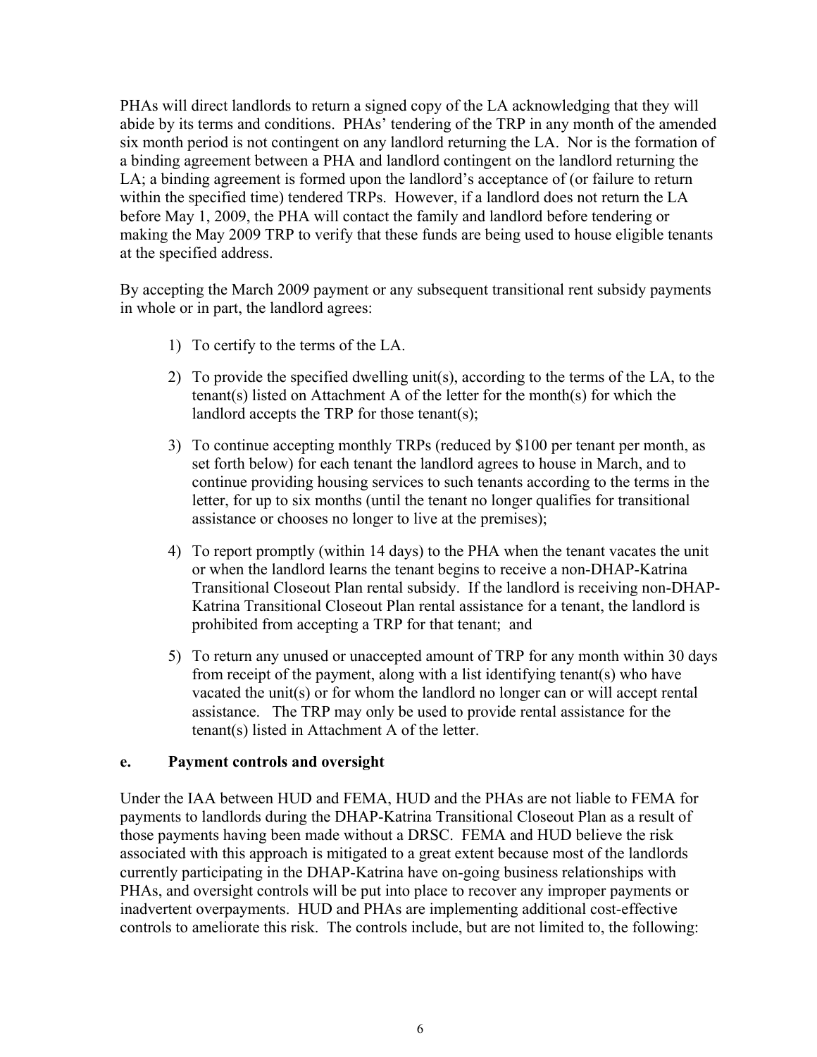PHAs will direct landlords to return a signed copy of the LA acknowledging that they will abide by its terms and conditions. PHAs' tendering of the TRP in any month of the amended six month period is not contingent on any landlord returning the LA. Nor is the formation of a binding agreement between a PHA and landlord contingent on the landlord returning the LA; a binding agreement is formed upon the landlord's acceptance of (or failure to return within the specified time) tendered TRPs. However, if a landlord does not return the LA before May 1, 2009, the PHA will contact the family and landlord before tendering or making the May 2009 TRP to verify that these funds are being used to house eligible tenants at the specified address.

By accepting the March 2009 payment or any subsequent transitional rent subsidy payments in whole or in part, the landlord agrees:

1) To certify to the terms of the LA.

2) To provide the specified dwelling unit(s), according to the terms of the LA, to the tenant(s) listed on Attachment A of the letter for the month(s) for which the landlord accepts the TRP for those tenant(s);

3) To continue accepting monthly TRPs (reduced by $100 per tenant per month, as set forth below) for each tenant the landlord agrees to house in March, and to continue providing housing services to such tenants according to the terms in the letter, for up to six months (until the tenant no longer qualifies for transitional assistance or chooses no longer to live at the premises);

4) To report promptly (within 14 days) to the PHA when the tenant vacates the unit or when the landlord learns the tenant begins to receive a non-DHAP-Katrina Transitional Closeout Plan rental subsidy. If the landlord is receiving non-DHAP-Katrina Transitional Closeout Plan rental assistance for a tenant, the landlord is prohibited from accepting a TRP for that tenant; and

5) To return any unused or unaccepted amount of TRP for any month within 30 days from receipt of the payment, along with a list identifying tenant(s) who have vacated the unit(s) or for whom the landlord no longer can or will accept rental assistance. The TRP may only be used to provide rental assistance for the tenant(s) listed in Attachment A of the letter.

**e. Payment controls and oversight**

Under the IAA between HUD and FEMA, HUD and the PHAs are not liable to FEMA for payments to landlords during the DHAP-Katrina Transitional Closeout Plan as a result of those payments having been made without a DRSC. FEMA and HUD believe the risk associated with this approach is mitigated to a great extent because most of the landlords currently participating in the DHAP-Katrina have on-going business relationships with PHAs, and oversight controls will be put into place to recover any improper payments or inadvertent overpayments. HUD and PHAs are implementing additional cost-effective controls to ameliorate this risk. The controls include, but are not limited to, the following: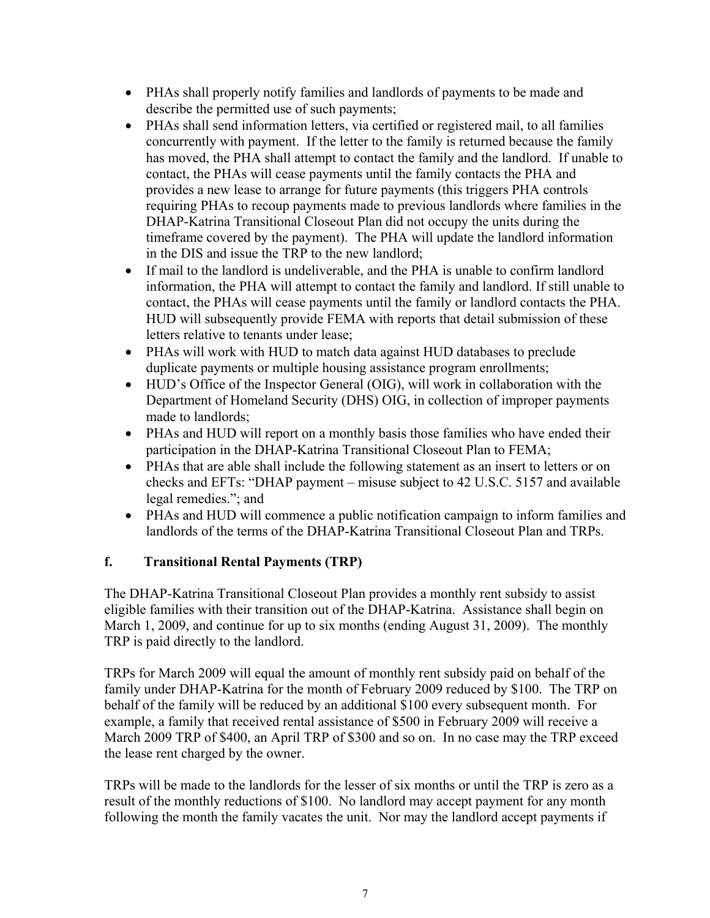- PHAs shall properly notify families and landlords of payments to be made and describe the permitted use of such payments;
- PHAs shall send information letters, via certified or registered mail, to all families concurrently with payment. If the letter to the family is returned because the family has moved, the PHA shall attempt to contact the family and the landlord. If unable to contact, the PHAs will cease payments until the family contacts the PHA and provides a new lease to arrange for future payments (this triggers PHA controls requiring PHAs to recoup payments made to previous landlords where families in the DHAP-Katrina Transitional Closeout Plan did not occupy the units during the timeframe covered by the payment). The PHA will update the landlord information in the DIS and issue the TRP to the new landlord;
- If mail to the landlord is undeliverable, and the PHA is unable to confirm landlord information, the PHA will attempt to contact the family and landlord. If still unable to contact, the PHAs will cease payments until the family or landlord contacts the PHA. HUD will subsequently provide FEMA with reports that detail submission of these letters relative to tenants under lease;
- PHAs will work with HUD to match data against HUD databases to preclude duplicate payments or multiple housing assistance program enrollments;
- HUD's Office of the Inspector General (OIG), will work in collaboration with the Department of Homeland Security (DHS) OIG, in collection of improper payments made to landlords;
- PHAs and HUD will report on a monthly basis those families who have ended their participation in the DHAP-Katrina Transitional Closeout Plan to FEMA;
- PHAs that are able shall include the following statement as an insert to letters or on checks and EFTs: "DHAP payment – misuse subject to 42 U.S.C. 5157 and available legal remedies."; and
- PHAs and HUD will commence a public notification campaign to inform families and landlords of the terms of the DHAP-Katrina Transitional Closeout Plan and TRPs.

### f. Transitional Rental Payments (TRP)

The DHAP-Katrina Transitional Closeout Plan provides a monthly rent subsidy to assist eligible families with their transition out of the DHAP-Katrina. Assistance shall begin on March 1, 2009, and continue for up to six months (ending August 31, 2009). The monthly TRP is paid directly to the landlord.

TRPs for March 2009 will equal the amount of monthly rent subsidy paid on behalf of the family under DHAP-Katrina for the month of February 2009 reduced by $100. The TRP on behalf of the family will be reduced by an additional $100 every subsequent month. For example, a family that received rental assistance of $500 in February 2009 will receive a March 2009 TRP of $400, an April TRP of $300 and so on. In no case may the TRP exceed the lease rent charged by the owner.

TRPs will be made to the landlords for the lesser of six months or until the TRP is zero as a result of the monthly reductions of $100. No landlord may accept payment for any month following the month the family vacates the unit. Nor may the landlord accept payments if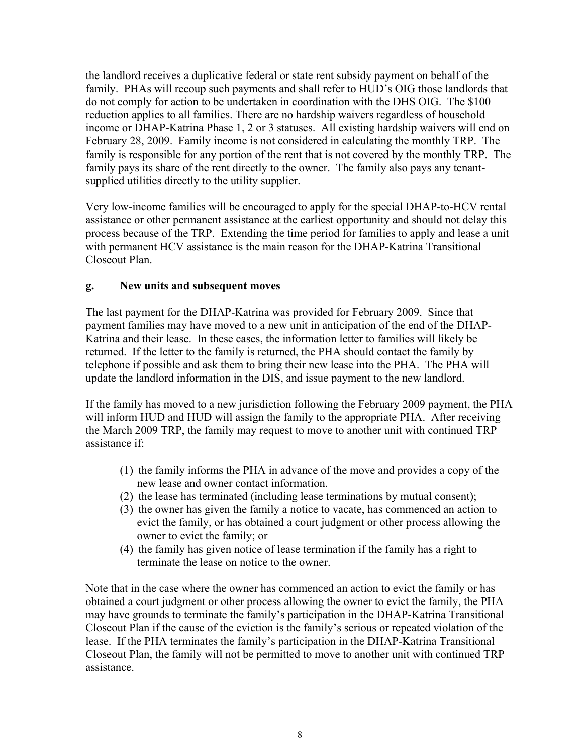the landlord receives a duplicative federal or state rent subsidy payment on behalf of the family. PHAs will recoup such payments and shall refer to HUD's OIG those landlords that do not comply for action to be undertaken in coordination with the DHS OIG. The $100 reduction applies to all families. There are no hardship waivers regardless of household income or DHAP-Katrina Phase 1, 2 or 3 statuses. All existing hardship waivers will end on February 28, 2009. Family income is not considered in calculating the monthly TRP. The family is responsible for any portion of the rent that is not covered by the monthly TRP. The family pays its share of the rent directly to the owner. The family also pays any tenant-supplied utilities directly to the utility supplier.

Very low-income families will be encouraged to apply for the special DHAP-to-HCV rental assistance or other permanent assistance at the earliest opportunity and should not delay this process because of the TRP. Extending the time period for families to apply and lease a unit with permanent HCV assistance is the main reason for the DHAP-Katrina Transitional Closeout Plan.

**g. New units and subsequent moves**

The last payment for the DHAP-Katrina was provided for February 2009. Since that payment families may have moved to a new unit in anticipation of the end of the DHAP-Katrina and their lease. In these cases, the information letter to families will likely be returned. If the letter to the family is returned, the PHA should contact the family by telephone if possible and ask them to bring their new lease into the PHA. The PHA will update the landlord information in the DIS, and issue payment to the new landlord.

If the family has moved to a new jurisdiction following the February 2009 payment, the PHA will inform HUD and HUD will assign the family to the appropriate PHA. After receiving the March 2009 TRP, the family may request to move to another unit with continued TRP assistance if:

(1) the family informs the PHA in advance of the move and provides a copy of the new lease and owner contact information.
(2) the lease has terminated (including lease terminations by mutual consent);
(3) the owner has given the family a notice to vacate, has commenced an action to evict the family, or has obtained a court judgment or other process allowing the owner to evict the family; or
(4) the family has given notice of lease termination if the family has a right to terminate the lease on notice to the owner.

Note that in the case where the owner has commenced an action to evict the family or has obtained a court judgment or other process allowing the owner to evict the family, the PHA may have grounds to terminate the family's participation in the DHAP-Katrina Transitional Closeout Plan if the cause of the eviction is the family's serious or repeated violation of the lease. If the PHA terminates the family's participation in the DHAP-Katrina Transitional Closeout Plan, the family will not be permitted to move to another unit with continued TRP assistance.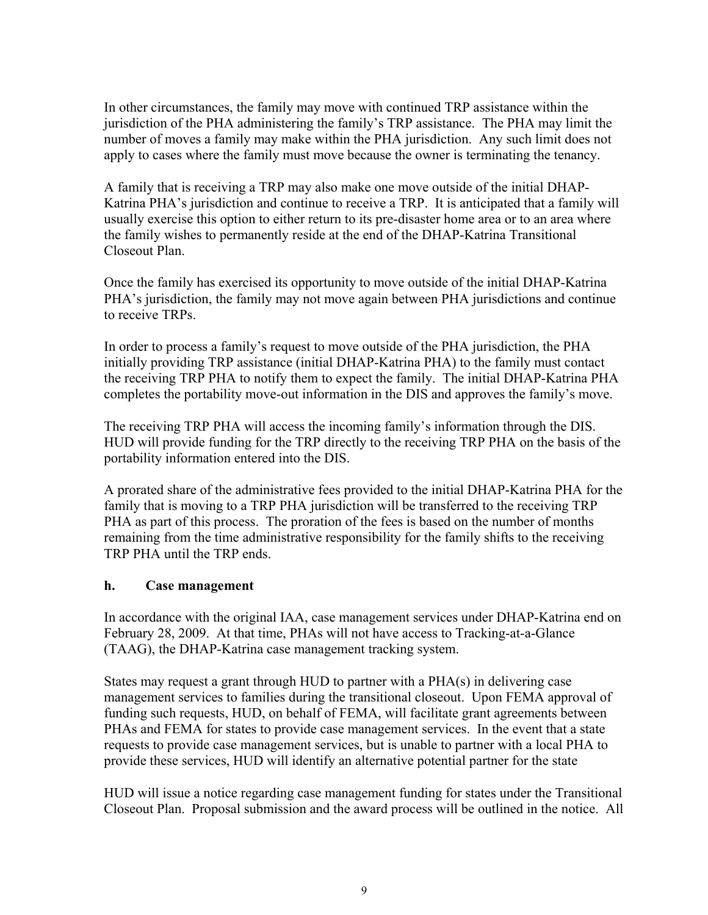In other circumstances, the family may move with continued TRP assistance within the jurisdiction of the PHA administering the family's TRP assistance. The PHA may limit the number of moves a family may make within the PHA jurisdiction. Any such limit does not apply to cases where the family must move because the owner is terminating the tenancy.

A family that is receiving a TRP may also make one move outside of the initial DHAP-Katrina PHA's jurisdiction and continue to receive a TRP. It is anticipated that a family will usually exercise this option to either return to its pre-disaster home area or to an area where the family wishes to permanently reside at the end of the DHAP-Katrina Transitional Closeout Plan.

Once the family has exercised its opportunity to move outside of the initial DHAP-Katrina PHA's jurisdiction, the family may not move again between PHA jurisdictions and continue to receive TRPs.

In order to process a family's request to move outside of the PHA jurisdiction, the PHA initially providing TRP assistance (initial DHAP-Katrina PHA) to the family must contact the receiving TRP PHA to notify them to expect the family. The initial DHAP-Katrina PHA completes the portability move-out information in the DIS and approves the family's move.

The receiving TRP PHA will access the incoming family's information through the DIS. HUD will provide funding for the TRP directly to the receiving TRP PHA on the basis of the portability information entered into the DIS.

A prorated share of the administrative fees provided to the initial DHAP-Katrina PHA for the family that is moving to a TRP PHA jurisdiction will be transferred to the receiving TRP PHA as part of this process. The proration of the fees is based on the number of months remaining from the time administrative responsibility for the family shifts to the receiving TRP PHA until the TRP ends.

### h. Case management

In accordance with the original IAA, case management services under DHAP-Katrina end on February 28, 2009. At that time, PHAs will not have access to Tracking-at-a-Glance (TAAG), the DHAP-Katrina case management tracking system.

States may request a grant through HUD to partner with a PHA(s) in delivering case management services to families during the transitional closeout. Upon FEMA approval of funding such requests, HUD, on behalf of FEMA, will facilitate grant agreements between PHAs and FEMA for states to provide case management services. In the event that a state requests to provide case management services, but is unable to partner with a local PHA to provide these services, HUD will identify an alternative potential partner for the state

HUD will issue a notice regarding case management funding for states under the Transitional Closeout Plan. Proposal submission and the award process will be outlined in the notice. All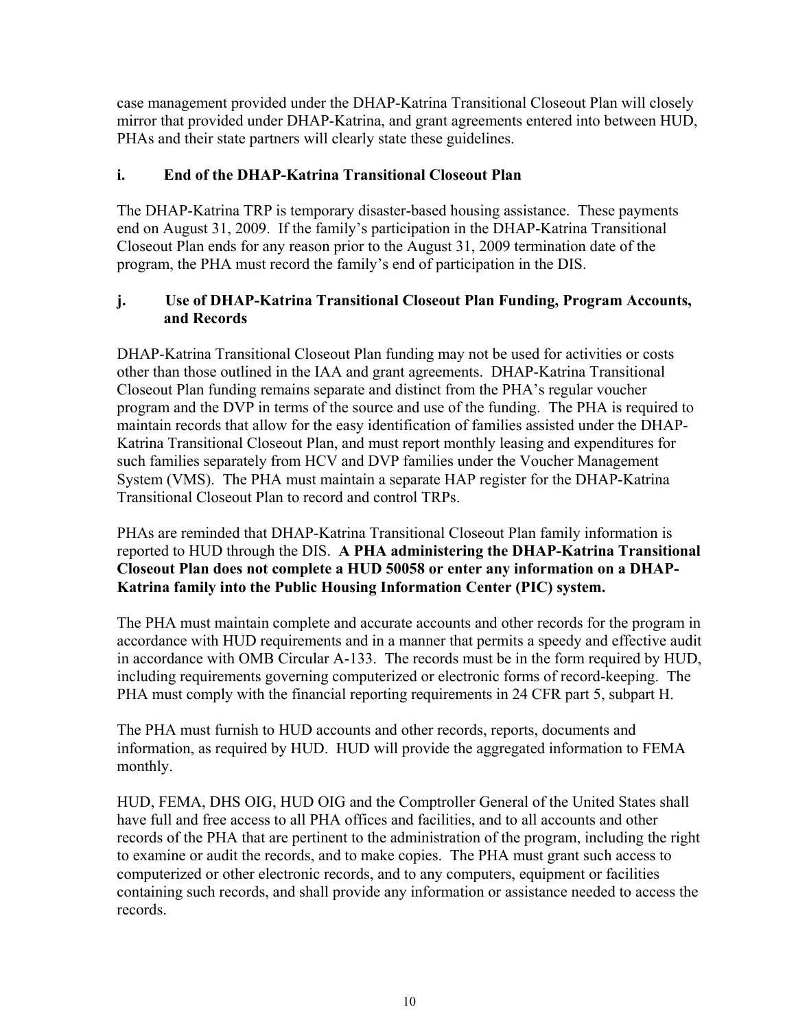case management provided under the DHAP-Katrina Transitional Closeout Plan will closely mirror that provided under DHAP-Katrina, and grant agreements entered into between HUD, PHAs and their state partners will clearly state these guidelines.

### i. End of the DHAP-Katrina Transitional Closeout Plan

The DHAP-Katrina TRP is temporary disaster-based housing assistance. These payments end on August 31, 2009. If the family's participation in the DHAP-Katrina Transitional Closeout Plan ends for any reason prior to the August 31, 2009 termination date of the program, the PHA must record the family's end of participation in the DIS.

### j. Use of DHAP-Katrina Transitional Closeout Plan Funding, Program Accounts, and Records

DHAP-Katrina Transitional Closeout Plan funding may not be used for activities or costs other than those outlined in the IAA and grant agreements. DHAP-Katrina Transitional Closeout Plan funding remains separate and distinct from the PHA's regular voucher program and the DVP in terms of the source and use of the funding. The PHA is required to maintain records that allow for the easy identification of families assisted under the DHAP-Katrina Transitional Closeout Plan, and must report monthly leasing and expenditures for such families separately from HCV and DVP families under the Voucher Management System (VMS). The PHA must maintain a separate HAP register for the DHAP-Katrina Transitional Closeout Plan to record and control TRPs.

PHAs are reminded that DHAP-Katrina Transitional Closeout Plan family information is reported to HUD through the DIS. **A PHA administering the DHAP-Katrina Transitional Closeout Plan does not complete a HUD 50058 or enter any information on a DHAP-Katrina family into the Public Housing Information Center (PIC) system.**

The PHA must maintain complete and accurate accounts and other records for the program in accordance with HUD requirements and in a manner that permits a speedy and effective audit in accordance with OMB Circular A-133. The records must be in the form required by HUD, including requirements governing computerized or electronic forms of record-keeping. The PHA must comply with the financial reporting requirements in 24 CFR part 5, subpart H.

The PHA must furnish to HUD accounts and other records, reports, documents and information, as required by HUD. HUD will provide the aggregated information to FEMA monthly.

HUD, FEMA, DHS OIG, HUD OIG and the Comptroller General of the United States shall have full and free access to all PHA offices and facilities, and to all accounts and other records of the PHA that are pertinent to the administration of the program, including the right to examine or audit the records, and to make copies. The PHA must grant such access to computerized or other electronic records, and to any computers, equipment or facilities containing such records, and shall provide any information or assistance needed to access the records.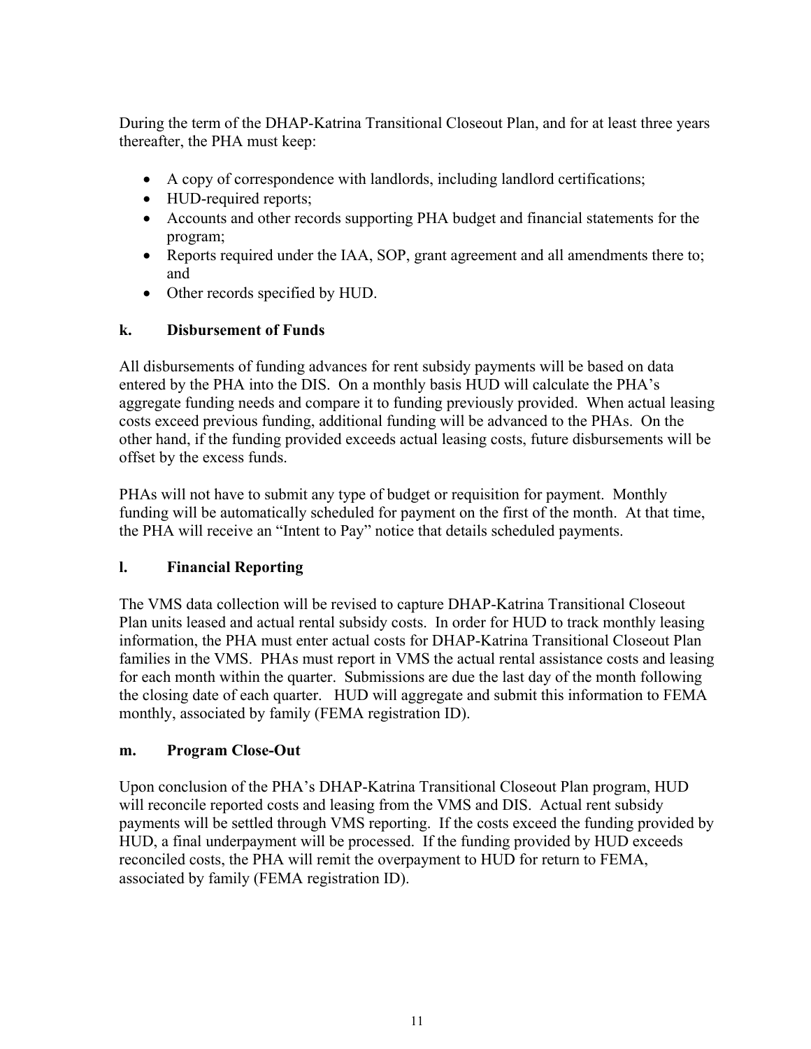During the term of the DHAP-Katrina Transitional Closeout Plan, and for at least three years thereafter, the PHA must keep:

- A copy of correspondence with landlords, including landlord certifications;
- HUD-required reports;
- Accounts and other records supporting PHA budget and financial statements for the program;
- Reports required under the IAA, SOP, grant agreement and all amendments there to; and
- Other records specified by HUD.

### k. Disbursement of Funds

All disbursements of funding advances for rent subsidy payments will be based on data entered by the PHA into the DIS. On a monthly basis HUD will calculate the PHA's aggregate funding needs and compare it to funding previously provided. When actual leasing costs exceed previous funding, additional funding will be advanced to the PHAs. On the other hand, if the funding provided exceeds actual leasing costs, future disbursements will be offset by the excess funds.

PHAs will not have to submit any type of budget or requisition for payment. Monthly funding will be automatically scheduled for payment on the first of the month. At that time, the PHA will receive an "Intent to Pay" notice that details scheduled payments.

### l. Financial Reporting

The VMS data collection will be revised to capture DHAP-Katrina Transitional Closeout Plan units leased and actual rental subsidy costs. In order for HUD to track monthly leasing information, the PHA must enter actual costs for DHAP-Katrina Transitional Closeout Plan families in the VMS. PHAs must report in VMS the actual rental assistance costs and leasing for each month within the quarter. Submissions are due the last day of the month following the closing date of each quarter. HUD will aggregate and submit this information to FEMA monthly, associated by family (FEMA registration ID).

### m. Program Close-Out

Upon conclusion of the PHA's DHAP-Katrina Transitional Closeout Plan program, HUD will reconcile reported costs and leasing from the VMS and DIS. Actual rent subsidy payments will be settled through VMS reporting. If the costs exceed the funding provided by HUD, a final underpayment will be processed. If the funding provided by HUD exceeds reconciled costs, the PHA will remit the overpayment to HUD for return to FEMA, associated by family (FEMA registration ID).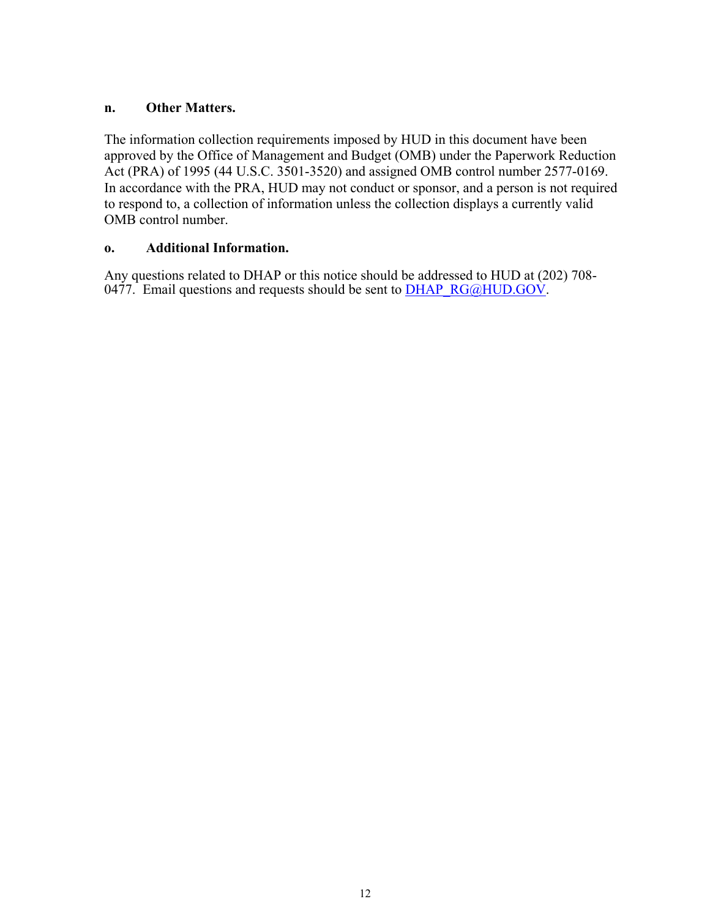**n. Other Matters.**

The information collection requirements imposed by HUD in this document have been approved by the Office of Management and Budget (OMB) under the Paperwork Reduction Act (PRA) of 1995 (44 U.S.C. 3501-3520) and assigned OMB control number 2577-0169. In accordance with the PRA, HUD may not conduct or sponsor, and a person is not required to respond to, a collection of information unless the collection displays a currently valid OMB control number.

**o. Additional Information.**

Any questions related to DHAP or this notice should be addressed to HUD at (202) 708-0477. Email questions and requests should be sent to DHAP_RG@HUD.GOV.